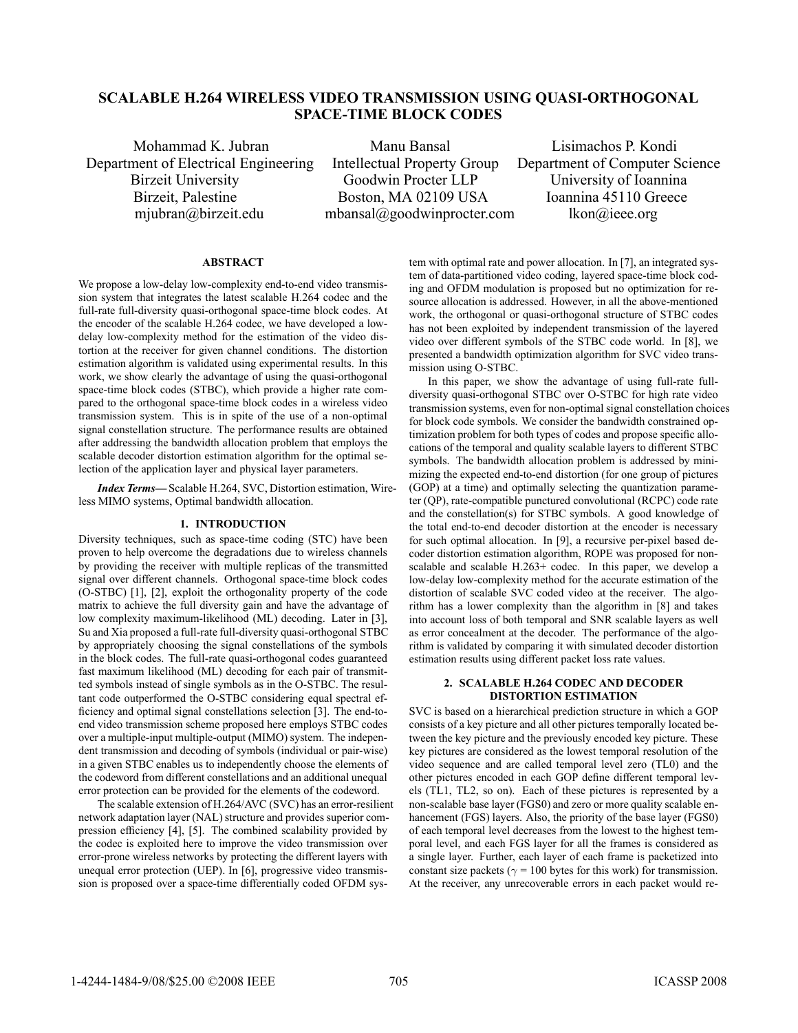# SCALABLE H.264 WIRELESS VIDEO TRANSMISSION USING QUASI-ORTHOGONAL SPACE-TIME BLOCK CODES

Mohammad K. Jubran
Department of Electrical Engineering
Birzeit University
Birzeit, Palestine
mjubran@birzeit.edu

Manu Bansal
Intellectual Property Group
Goodwin Procter LLP
Boston, MA 02109 USA
mbansal@goodwinprocter.com

Lisimachos P. Kondi
Department of Computer Science
University of Ioannina
Ioannina 45110 Greece
lkon@ieee.org

### ABSTRACT

We propose a low-delay low-complexity end-to-end video transmission system that integrates the latest scalable H.264 codec and the full-rate full-diversity quasi-orthogonal space-time block codes. At the encoder of the scalable H.264 codec, we have developed a low-delay low-complexity method for the estimation of the video distortion at the receiver for given channel conditions. The distortion estimation algorithm is validated using experimental results. In this work, we show clearly the advantage of using the quasi-orthogonal space-time block codes (STBC), which provide a higher rate compared to the orthogonal space-time block codes in a wireless video transmission system. This is in spite of the use of a non-optimal signal constellation structure. The performance results are obtained after addressing the bandwidth allocation problem that employs the scalable decoder distortion estimation algorithm for the optimal selection of the application layer and physical layer parameters.

***Index Terms*—** Scalable H.264, SVC, Distortion estimation, Wireless MIMO systems, Optimal bandwidth allocation.

## 1. INTRODUCTION

Diversity techniques, such as space-time coding (STC) have been proven to help overcome the degradations due to wireless channels by providing the receiver with multiple replicas of the transmitted signal over different channels. Orthogonal space-time block codes (O-STBC) [1], [2], exploit the orthogonality property of the code matrix to achieve the full diversity gain and have the advantage of low complexity maximum-likelihood (ML) decoding. Later in [3], Su and Xia proposed a full-rate full-diversity quasi-orthogonal STBC by appropriately choosing the signal constellations of the symbols in the block codes. The full-rate quasi-orthogonal codes guaranteed fast maximum likelihood (ML) decoding for each pair of transmitted symbols instead of single symbols as in the O-STBC. The resultant code outperformed the O-STBC considering equal spectral efficiency and optimal signal constellations selection [3]. The end-to-end video transmission scheme proposed here employs STBC codes over a multiple-input multiple-output (MIMO) system. The independent transmission and decoding of symbols (individual or pair-wise) in a given STBC enables us to independently choose the elements of the codeword from different constellations and an additional unequal error protection can be provided for the elements of the codeword.

The scalable extension of H.264/AVC (SVC) has an error-resilient network adaptation layer (NAL) structure and provides superior compression efficiency [4], [5]. The combined scalability provided by the codec is exploited here to improve the video transmission over error-prone wireless networks by protecting the different layers with unequal error protection (UEP). In [6], progressive video transmission is proposed over a space-time differentially coded OFDM system with optimal rate and power allocation. In [7], an integrated system of data-partitioned video coding, layered space-time block coding and OFDM modulation is proposed but no optimization for resource allocation is addressed. However, in all the above-mentioned work, the orthogonal or quasi-orthogonal structure of STBC codes has not been exploited by independent transmission of the layered video over different symbols of the STBC code world. In [8], we presented a bandwidth optimization algorithm for SVC video transmission using O-STBC.

In this paper, we show the advantage of using full-rate full-diversity quasi-orthogonal STBC over O-STBC for high rate video transmission systems, even for non-optimal signal constellation choices for block code symbols. We consider the bandwidth constrained optimization problem for both types of codes and propose specific allocations of the temporal and quality scalable layers to different STBC symbols. The bandwidth allocation problem is addressed by minimizing the expected end-to-end distortion (for one group of pictures (GOP) at a time) and optimally selecting the quantization parameter (QP), rate-compatible punctured convolutional (RCPC) code rate and the constellation(s) for STBC symbols. A good knowledge of the total end-to-end decoder distortion at the encoder is necessary for such optimal allocation. In [9], a recursive per-pixel based decoder distortion estimation algorithm, ROPE was proposed for non-scalable and scalable H.263+ codec. In this paper, we develop a low-delay low-complexity method for the accurate estimation of the distortion of scalable SVC coded video at the receiver. The algorithm has a lower complexity than the algorithm in [8] and takes into account loss of both temporal and SNR scalable layers as well as error concealment at the decoder. The performance of the algorithm is validated by comparing it with simulated decoder distortion estimation results using different packet loss rate values.

## 2. SCALABLE H.264 CODEC AND DECODER DISTORTION ESTIMATION

SVC is based on a hierarchical prediction structure in which a GOP consists of a key picture and all other pictures temporally located between the key picture and the previously encoded key picture. These key pictures are considered as the lowest temporal resolution of the video sequence and are called temporal level zero (TL0) and the other pictures encoded in each GOP define different temporal levels (TL1, TL2, so on). Each of these pictures is represented by a non-scalable base layer (FGS0) and zero or more quality scalable enhancement (FGS) layers. Also, the priority of the base layer (FGS0) of each temporal level decreases from the lowest to the highest temporal level, and each FGS layer for all the frames is considered as a single layer. Further, each layer of each frame is packetized into constant size packets ($\gamma$ = 100 bytes for this work) for transmission. At the receiver, any unrecoverable errors in each packet would re-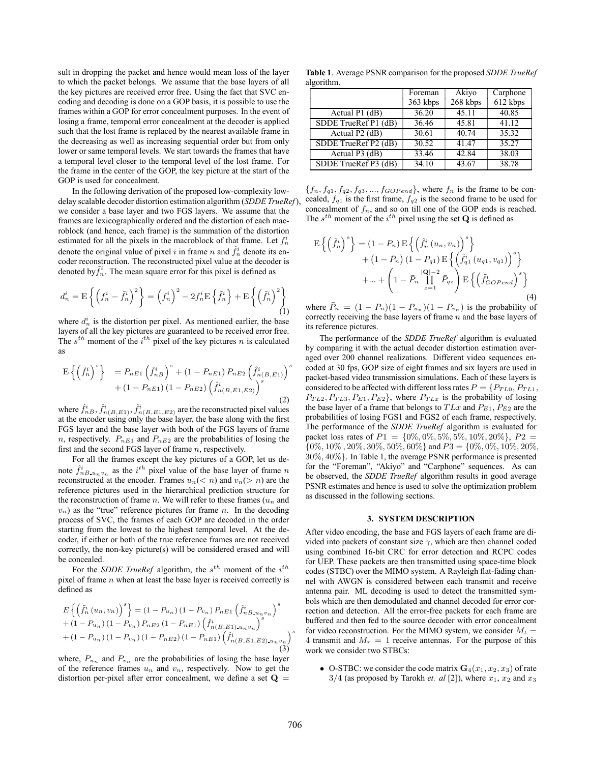sult in dropping the packet and hence would mean loss of the layer to which the packet belongs. We assume that the base layers of all the key pictures are received error free. Using the fact that SVC encoding and decoding is done on a GOP basis, it is possible to use the frames within a GOP for error concealment purposes. In the event of losing a frame, temporal error concealment at the decoder is applied such that the lost frame is replaced by the nearest available frame in the decreasing as well as increasing sequential order but from only lower or same temporal levels. We start towards the frames that have a temporal level closer to the temporal level of the lost frame. For the frame in the center of the GOP, the key picture at the start of the GOP is used for concealment.

In the following derivation of the proposed low-complexity low-delay scalable decoder distortion estimation algorithm (*SDDE TrueRef*), we consider a base layer and two FGS layers. We assume that the frames are lexicographically ordered and the distortion of each macroblock (and hence, each frame) is the summation of the distortion estimated for all the pixels in the macroblock of that frame. Let $f_n^i$ denote the original value of pixel $i$ in frame $n$ and $\hat{f}_n^i$ denote its encoder reconstruction. The reconstructed pixel value at the decoder is denoted by $\tilde{f}_n^i$. The mean square error for this pixel is defined as

$$d_n^i = \mathrm{E}\left\{\left(f_n^i - \tilde{f}_n^i\right)^2\right\} = \left(f_n^i\right)^2 - 2f_n^i \mathrm{E}\left\{\tilde{f}_n^i\right\} + \mathrm{E}\left\{\left(\tilde{f}_n^i\right)^2\right\} \tag{1}$$

where $d_n^i$ is the distortion per pixel. As mentioned earlier, the base layers of all the key pictures are guaranteed to be received error free. The $s^{th}$ moment of the $i^{th}$ pixel of the key pictures $n$ is calculated as

$$\begin{aligned}\mathrm{E}\left\{\left(\tilde{f}_n^i\right)^s\right\} &= P_{nE1}\left(\hat{f}_{nB}^i\right)^s + \left(1-P_{nE1}\right)P_{nE2}\left(\hat{f}_{n(B,E1)}^i\right)^s \\ &+ \left(1-P_{nE1}\right)\left(1-P_{nE2}\right)\left(\hat{f}_{n(B,E1,E2)}^i\right)^s\end{aligned} \tag{2}$$

where $\hat{f}_{nB}^i, \hat{f}_{n(B,E1)}^i, \hat{f}_{n(B,E1,E2)}^i$ are the reconstructed pixel values at the encoder using only the base layer, the base along with the first FGS layer and the base layer with both of the FGS layers of frame $n$, respectively. $P_{nE1}$ and $P_{nE2}$ are the probabilities of losing the first and the second FGS layer of frame $n$, respectively.

For all the frames except the key pictures of a GOP, let us denote $\hat{f}_{nB\_u_nv_n}^i$ as the $i^{th}$ pixel value of the base layer of frame $n$ reconstructed at the encoder. Frames $u_n(< n)$ and $v_n(> n)$ are the reference pictures used in the hierarchical prediction structure for the reconstruction of frame $n$. We will refer to these frames ($u_n$ and $v_n$) as the "true" reference pictures for frame $n$. In the decoding process of SVC, the frames of each GOP are decoded in the order starting from the lowest to the highest temporal level. At the decoder, if either or both of the true reference frames are not received correctly, the non-key picture(s) will be considered erased and will be concealed.

For the *SDDE TrueRef* algorithm, the $s^{th}$ moment of the $i^{th}$ pixel of frame $n$ when at least the base layer is received correctly is defined as

$$\begin{aligned}&E\left\{\left(\tilde{f}_n^i\left(u_n, v_n\right)\right)^s\right\} = \left(1-P_{u_n}\right)\left(1-P_{v_n}\right)P_{nE1}\left(\hat{f}_{nB\_u_nv_n}^i\right)^s \\ &+ \left(1-P_{u_n}\right)\left(1-P_{v_n}\right)P_{nE2}\left(1-P_{nE1}\right)\left(\hat{f}_{n(B,E1)\_u_nv_n}^i\right)^s \\ &+ \left(1-P_{u_n}\right)\left(1-P_{v_n}\right)\left(1-P_{nE2}\right)\left(1-P_{nE1}\right)\left(\hat{f}_{n(B,E1,E2)\_u_nv_n}^i\right)^s\end{aligned} \tag{3}$$

where, $P_{u_n}$ and $P_{v_n}$ are the probabilities of losing the base layer of the reference frames $u_n$ and $v_n$, respectively. Now to get the distortion per-pixel after error concealment, we define a set $\mathbf{Q} = \{f_n, f_{q1}, f_{q2}, f_{q3}, ..., f_{GOPend}\}$, where $f_n$ is the frame to be concealed, $f_{q1}$ is the first frame, $f_{q2}$ is the second frame to be used for concealment of $f_n$, and so on till one of the GOP ends is reached. The $s^{th}$ moment of the $i^{th}$ pixel using the set $\mathbf{Q}$ is defined as

$$\begin{aligned}\mathrm{E}\left\{\left(\tilde{f}_n^i\right)^s\right\} &= \left(1-P_n\right)\mathrm{E}\left\{\left(\tilde{f}_n^i\left(u_n, v_n\right)\right)^s\right\} \\ &+ \left(1-\bar{P}_n\right)\left(1-P_{q1}\right)\mathrm{E}\left\{\left(\tilde{f}_{q1}^i\left(u_{q1}, v_{q1}\right)\right)^s\right\} \\ &+ ... + \left(1-\bar{P}_n\prod_{z=1}^{|\mathbf{Q}|-2}\bar{P}_{qz}\right)\mathrm{E}\left\{\left(\tilde{f}_{GOPend}^i\right)^s\right\}\end{aligned} \tag{4}$$

where $\bar{P}_n = (1-P_n)(1-P_{u_n})(1-P_{v_n})$ is the probability of correctly receiving the base layers of frame $n$ and the base layers of its reference pictures.

The performance of the *SDDE TrueRef* algorithm is evaluated by comparing it with the actual decoder distortion estimation averaged over 200 channel realizations. Different video sequences encoded at 30 fps, GOP size of eight frames and six layers are used in packet-based video transmission simulations. Each of these layers is considered to be affected with different loss rates $P = \{P_{TL0}, P_{TL1}, P_{TL2}, P_{TL3}, P_{E1}, P_{E2}\}$, where $P_{TLx}$ is the probability of losing the base layer of a frame that belongs to $TLx$ and $P_{E1}$, $P_{E2}$ are the probabilities of losing FGS1 and FGS2 of each frame, respectively. The performance of the *SDDE TrueRef* algorithm is evaluated for packet loss rates of $P1 = \{0\%, 0\%, 5\%, 5\%, 10\%, 20\%\}$, $P2 = \{0\%, 10\%, 20\%, 30\%, 50\%, 60\%\}$ and $P3 = \{0\%, 0\%, 10\%, 20\%, 30\%, 40\%\}$. In Table 1, the average PSNR performance is presented for the "Foreman", "Akiyo" and "Carphone" sequences. As can be observed, the *SDDE TrueRef* algorithm results in good average PSNR estimates and hence is used to solve the optimization problem as discussed in the following sections.

**Table 1**. Average PSNR comparison for the proposed *SDDE TrueRef* algorithm.

| | Foreman 363 kbps | Akiyo 268 kbps | Carphone 612 kbps |
|---|---|---|---|
| Actual P1 (dB) | 36.20 | 45.11 | 40.85 |
| SDDE TrueRef P1 (dB) | 36.46 | 45.81 | 41.12 |
| Actual P2 (dB) | 30.61 | 40.74 | 35.32 |
| SDDE TrueRef P2 (dB) | 30.52 | 41.47 | 35.27 |
| Actual P3 (dB) | 33.46 | 42.84 | 38.03 |
| SDDE TrueRef P3 (dB) | 34.10 | 43.67 | 38.78 |

## 3. SYSTEM DESCRIPTION

After video encoding, the base and FGS layers of each frame are divided into packets of constant size $\gamma$, which are then channel coded using combined 16-bit CRC for error detection and RCPC codes for UEP. These packets are then transmitted using space-time block codes (STBC) over the MIMO system. A Rayleigh flat-fading channel with AWGN is considered between each transmit and receive antenna pair. ML decoding is used to detect the transmitted symbols which are then demodulated and channel decoded for error correction and detection. All the error-free packets for each frame are buffered and then fed to the source decoder with error concealment for video reconstruction. For the MIMO system, we consider $M_t = 4$ transmit and $M_r = 1$ receive antennas. For the purpose of this work we consider two STBCs:

- O-STBC: we consider the code matrix $\mathbf{G}_4(x_1, x_2, x_3)$ of rate $3/4$ (as proposed by Tarokh *et. al* [2]), where $x_1$, $x_2$ and $x_3$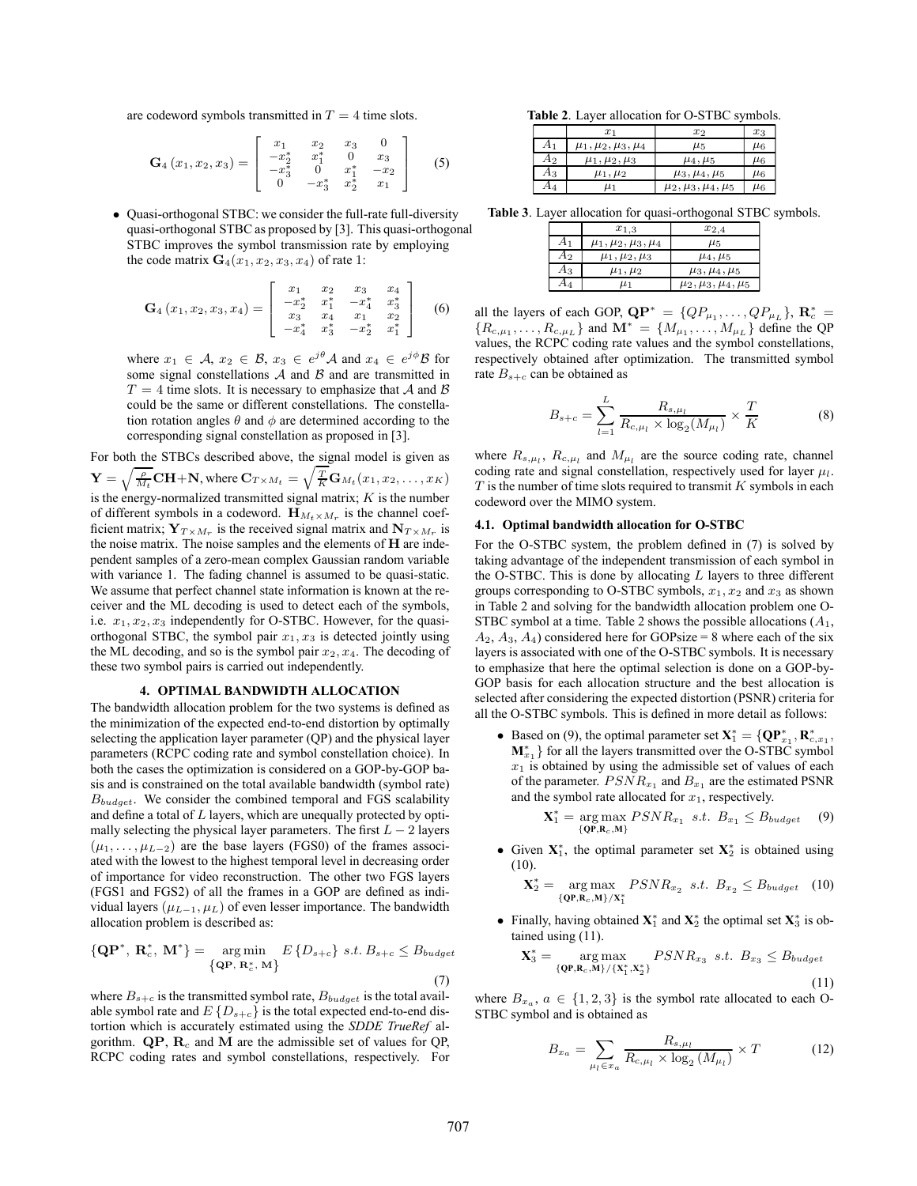are codeword symbols transmitted in $T = 4$ time slots.

$$\mathbf{G}_4(x_1, x_2, x_3) = \begin{bmatrix} x_1 & x_2 & x_3 & 0 \\ -x_2^* & x_1^* & 0 & x_3 \\ -x_3^* & 0 & x_1^* & -x_2 \\ 0 & -x_3^* & x_2^* & x_1 \end{bmatrix} \quad (5)$$

- Quasi-orthogonal STBC: we consider the full-rate full-diversity quasi-orthogonal STBC as proposed by [3]. This quasi-orthogonal STBC improves the symbol transmission rate by employing the code matrix $\mathbf{G}_4(x_1, x_2, x_3, x_4)$ of rate 1:

$$\mathbf{G}_4(x_1, x_2, x_3, x_4) = \begin{bmatrix} x_1 & x_2 & x_3 & x_4 \\ -x_2^* & x_1^* & -x_4^* & x_3^* \\ x_3 & x_4 & x_1 & x_2 \\ -x_4^* & x_3^* & -x_2^* & x_1^* \end{bmatrix} \quad (6)$$

where $x_1 \in \mathcal{A}$, $x_2 \in \mathcal{B}$, $x_3 \in e^{j\theta}\mathcal{A}$ and $x_4 \in e^{j\phi}\mathcal{B}$ for some signal constellations $\mathcal{A}$ and $\mathcal{B}$ and are transmitted in $T = 4$ time slots. It is necessary to emphasize that $\mathcal{A}$ and $\mathcal{B}$ could be the same or different constellations. The constellation rotation angles $\theta$ and $\phi$ are determined according to the corresponding signal constellation as proposed in [3].

For both the STBCs described above, the signal model is given as $\mathbf{Y} = \sqrt{\frac{\rho}{M_t}}\mathbf{C}\mathbf{H} + \mathbf{N}$, where $\mathbf{C}_{T\times M_t} = \sqrt{\frac{T}{K}}\mathbf{G}_{M_t}(x_1, x_2, \ldots, x_K)$ is the energy-normalized transmitted signal matrix; $K$ is the number of different symbols in a codeword. $\mathbf{H}_{M_t\times M_r}$ is the channel coefficient matrix; $\mathbf{Y}_{T\times M_r}$ is the received signal matrix and $\mathbf{N}_{T\times M_r}$ is the noise matrix. The noise samples and the elements of $\mathbf{H}$ are independent samples of a zero-mean complex Gaussian random variable with variance 1. The fading channel is assumed to be quasi-static. We assume that perfect channel state information is known at the receiver and the ML decoding is used to detect each of the symbols, i.e. $x_1, x_2, x_3$ independently for O-STBC. However, for the quasi-orthogonal STBC, the symbol pair $x_1, x_3$ is detected jointly using the ML decoding, and so is the symbol pair $x_2, x_4$. The decoding of these two symbol pairs is carried out independently.

## 4. OPTIMAL BANDWIDTH ALLOCATION

The bandwidth allocation problem for the two systems is defined as the minimization of the expected end-to-end distortion by optimally selecting the application layer parameter (QP) and the physical layer parameters (RCPC coding rate and symbol constellation choice). In both the cases the optimization is considered on a GOP-by-GOP basis and is constrained on the total available bandwidth (symbol rate) $B_{budget}$. We consider the combined temporal and FGS scalability and define a total of $L$ layers, which are unequally protected by optimally selecting the physical layer parameters. The first $L-2$ layers $(\mu_1, \ldots, \mu_{L-2})$ are the base layers (FGS0) of the frames associated with the lowest to the highest temporal level in decreasing order of importance for video reconstruction. The other two FGS layers (FGS1 and FGS2) of all the frames in a GOP are defined as individual layers $(\mu_{L-1}, \mu_L)$ of even lesser importance. The bandwidth allocation problem is described as:

$$\{\mathbf{QP}^*,\ \mathbf{R}_c^*,\ \mathbf{M}^*\} = \underset{\{\mathbf{QP},\ \mathbf{R}_c^*,\ \mathbf{M}\}}{\arg\min}\ E\{D_{s+c}\}\ s.t.\ B_{s+c} \le B_{budget} \quad (7)$$

where $B_{s+c}$ is the transmitted symbol rate, $B_{budget}$ is the total available symbol rate and $E\{D_{s+c}\}$ is the total expected end-to-end distortion which is accurately estimated using the *SDDE TrueRef* algorithm. $\mathbf{QP}$, $\mathbf{R}_c$ and $\mathbf{M}$ are the admissible set of values for QP, RCPC coding rates and symbol constellations, respectively. For all the layers of each GOP, $\mathbf{QP}^* = \{QP_{\mu_1}, \ldots, QP_{\mu_L}\}$, $\mathbf{R}_c^* = \{R_{c,\mu_1}, \ldots, R_{c,\mu_L}\}$ and $\mathbf{M}^* = \{M_{\mu_1}, \ldots, M_{\mu_L}\}$ define the QP values, the RCPC coding rate values and the symbol constellations, respectively obtained after optimization. The transmitted symbol rate $B_{s+c}$ can be obtained as

$$B_{s+c} = \sum_{l=1}^{L} \frac{R_{s,\mu_l}}{R_{c,\mu_l} \times \log_2(M_{\mu_l})} \times \frac{T}{K} \quad (8)$$

where $R_{s,\mu_l}$, $R_{c,\mu_l}$ and $M_{\mu_l}$ are the source coding rate, channel coding rate and signal constellation, respectively used for layer $\mu_l$. $T$ is the number of time slots required to transmit $K$ symbols in each codeword over the MIMO system.

**Table 2**. Layer allocation for O-STBC symbols.

| | $x_1$ | $x_2$ | $x_3$ |
|---|---|---|---|
| $A_1$ | $\mu_1, \mu_2, \mu_3, \mu_4$ | $\mu_5$ | $\mu_6$ |
| $A_2$ | $\mu_1, \mu_2, \mu_3$ | $\mu_4, \mu_5$ | $\mu_6$ |
| $A_3$ | $\mu_1, \mu_2$ | $\mu_3, \mu_4, \mu_5$ | $\mu_6$ |
| $A_4$ | $\mu_1$ | $\mu_2, \mu_3, \mu_4, \mu_5$ | $\mu_6$ |

**Table 3**. Layer allocation for quasi-orthogonal STBC symbols.

| | $x_{1,3}$ | $x_{2,4}$ |
|---|---|---|
| $A_1$ | $\mu_1, \mu_2, \mu_3, \mu_4$ | $\mu_5$ |
| $A_2$ | $\mu_1, \mu_2, \mu_3$ | $\mu_4, \mu_5$ |
| $A_3$ | $\mu_1, \mu_2$ | $\mu_3, \mu_4, \mu_5$ |
| $A_4$ | $\mu_1$ | $\mu_2, \mu_3, \mu_4, \mu_5$ |

### 4.1. Optimal bandwidth allocation for O-STBC

For the O-STBC system, the problem defined in (7) is solved by taking advantage of the independent transmission of each symbol in the O-STBC. This is done by allocating $L$ layers to three different groups corresponding to O-STBC symbols, $x_1, x_2$ and $x_3$ as shown in Table 2 and solving for the bandwidth allocation problem one O-STBC symbol at a time. Table 2 shows the possible allocations ($A_1$, $A_2$, $A_3$, $A_4$) considered here for GOPsize = 8 where each of the six layers is associated with one of the O-STBC symbols. It is necessary to emphasize that here the optimal selection is done on a GOP-by-GOP basis for each allocation structure and the best allocation is selected after considering the expected distortion (PSNR) criteria for all the O-STBC symbols. This is defined in more detail as follows:

- Based on (9), the optimal parameter set $\mathbf{X}_1^* = \{\mathbf{QP}_{x_1}^*, \mathbf{R}_{c,x_1}^*, \mathbf{M}_{x_1}^*\}$ for all the layers transmitted over the O-STBC symbol $x_1$ is obtained by using the admissible set of values of each of the parameter. $PSNR_{x_1}$ and $B_{x_1}$ are the estimated PSNR and the symbol rate allocated for $x_1$, respectively.

$$\mathbf{X}_1^* = \underset{\{\mathbf{QP}, \mathbf{R}_c, \mathbf{M}\}}{\arg\max}\ PSNR_{x_1}\ \ s.t.\ B_{x_1} \le B_{budget} \quad (9)$$

- Given $\mathbf{X}_1^*$, the optimal parameter set $\mathbf{X}_2^*$ is obtained using (10).

$$\mathbf{X}_2^* = \underset{\{\mathbf{QP}, \mathbf{R}_c, \mathbf{M}\}/\mathbf{X}_1^*}{\arg\max}\ PSNR_{x_2}\ \ s.t.\ B_{x_2} \le B_{budget} \quad (10)$$

- Finally, having obtained $\mathbf{X}_1^*$ and $\mathbf{X}_2^*$ the optimal set $\mathbf{X}_3^*$ is obtained using (11).

$$\mathbf{X}_3^* = \underset{\{\mathbf{QP}, \mathbf{R}_c, \mathbf{M}\}/\{\mathbf{X}_1^*, \mathbf{X}_2^*\}}{\arg\max}\ PSNR_{x_3}\ \ s.t.\ B_{x_3} \le B_{budget} \quad (11)$$

where $B_{x_a}$, $a \in \{1, 2, 3\}$ is the symbol rate allocated to each O-STBC symbol and is obtained as

$$B_{x_a} = \sum_{\mu_l \in x_a} \frac{R_{s,\mu_l}}{R_{c,\mu_l} \times \log_2(M_{\mu_l})} \times T \quad (12)$$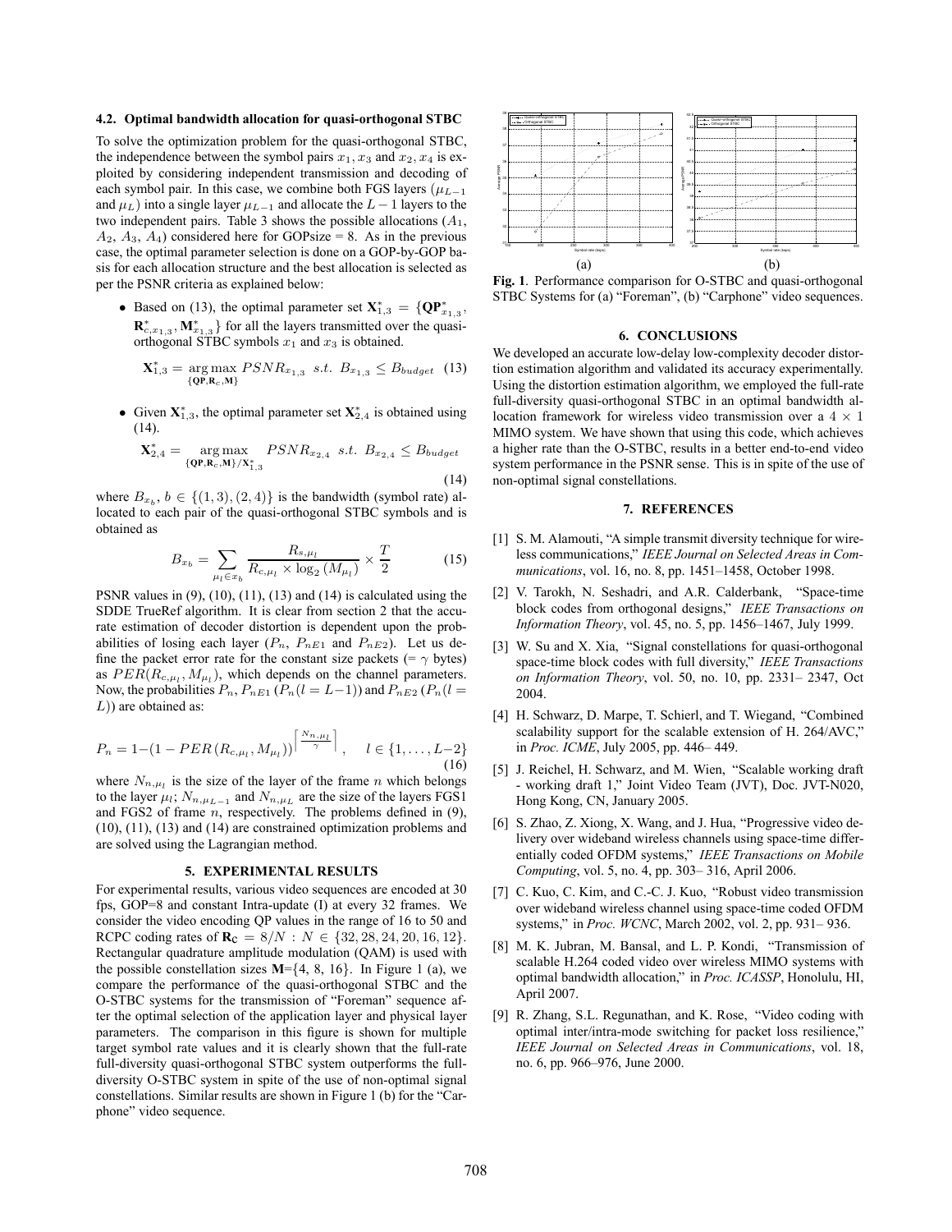### 4.2. Optimal bandwidth allocation for quasi-orthogonal STBC

To solve the optimization problem for the quasi-orthogonal STBC, the independence between the symbol pairs $x_1, x_3$ and $x_2, x_4$ is exploited by considering independent transmission and decoding of each symbol pair. In this case, we combine both FGS layers ($\mu_{L-1}$ and $\mu_L$) into a single layer $\mu_{L-1}$ and allocate the $L-1$ layers to the two independent pairs. Table 3 shows the possible allocations ($A_1$, $A_2$, $A_3$, $A_4$) considered here for GOPsize = 8. As in the previous case, the optimal parameter selection is done on a GOP-by-GOP basis for each allocation structure and the best allocation is selected as per the PSNR criteria as explained below:

- Based on (13), the optimal parameter set $\mathbf{X}^*_{1,3} = \{\mathbf{QP}^*_{x_{1,3}}, \mathbf{R}^*_{c,x_{1,3}}, \mathbf{M}^*_{x_{1,3}}\}$ for all the layers transmitted over the quasi-orthogonal STBC symbols $x_1$ and $x_3$ is obtained.

$$\mathbf{X}^*_{1,3} = \underset{\{\mathbf{QP},\mathbf{R}_c,\mathbf{M}\}}{\arg\max}\ PSNR_{x_{1,3}}\ \ s.t.\ \ B_{x_{1,3}} \leq B_{budget} \quad (13)$$

- Given $\mathbf{X}^*_{1,3}$, the optimal parameter set $\mathbf{X}^*_{2,4}$ is obtained using (14).

$$\mathbf{X}^*_{2,4} = \underset{\{\mathbf{QP},\mathbf{R}_c,\mathbf{M}\}/\mathbf{X}^*_{1,3}}{\arg\max}\ PSNR_{x_{2,4}}\ \ s.t.\ \ B_{x_{2,4}} \leq B_{budget} \quad (14)$$

where $B_{x_b}$, $b \in \{(1,3),(2,4)\}$ is the bandwidth (symbol rate) allocated to each pair of the quasi-orthogonal STBC symbols and is obtained as

$$B_{x_b} = \sum_{\mu_l \in x_b} \frac{R_{s,\mu_l}}{R_{c,\mu_l} \times \log_2(M_{\mu_l})} \times \frac{T}{2} \quad (15)$$

PSNR values in (9), (10), (11), (13) and (14) is calculated using the SDDE TrueRef algorithm. It is clear from section 2 that the accurate estimation of decoder distortion is dependent upon the probabilities of losing each layer ($P_n$, $P_{nE1}$ and $P_{nE2}$). Let us define the packet error rate for the constant size packets (= $\gamma$ bytes) as $PER(R_{c,\mu_l}, M_{\mu_l})$, which depends on the channel parameters. Now, the probabilities $P_n$, $P_{nE1}$ ($P_n(l = L-1)$) and $P_{nE2}$ ($P_n(l = L)$) are obtained as:

$$P_n = 1-(1-PER(R_{c,\mu_l}, M_{\mu_l}))^{\left\lceil \frac{N_{n,\mu_l}}{\gamma} \right\rceil}, \quad l \in \{1,\ldots,L-2\} \quad (16)$$

where $N_{n,\mu_l}$ is the size of the layer of the frame $n$ which belongs to the layer $\mu_l$; $N_{n,\mu_{L-1}}$ and $N_{n,\mu_L}$ are the size of the layers FGS1 and FGS2 of frame $n$, respectively. The problems defined in (9), (10), (11), (13) and (14) are constrained optimization problems and are solved using the Lagrangian method.

## 5. EXPERIMENTAL RESULTS

For experimental results, various video sequences are encoded at 30 fps, GOP=8 and constant Intra-update (I) at every 32 frames. We consider the video encoding QP values in the range of 16 to 50 and RCPC coding rates of $\mathbf{R_C} = 8/N : N \in \{32, 28, 24, 20, 16, 12\}$. Rectangular quadrature amplitude modulation (QAM) is used with the possible constellation sizes $\mathbf{M}$=$\{4, 8, 16\}$. In Figure 1 (a), we compare the performance of the quasi-orthogonal STBC and the O-STBC systems for the transmission of "Foreman" sequence after the optimal selection of the application layer and physical layer parameters. The comparison in this figure is shown for multiple target symbol rate values and it is clearly shown that the full-rate full-diversity quasi-orthogonal STBC system outperforms the full-diversity O-STBC system in spite of the use of non-optimal signal constellations. Similar results are shown in Figure 1 (b) for the "Carphone" video sequence.

Quasi-orthogonal STBC
Orthogonal STBC
Average PSNR
Symbol rate (ksps)

(a)

Quasi-orthogonal STBC
Orthogonal STBC
Average PSNR
Symbol rate (ksps)

(b)

**Fig. 1**. Performance comparison for O-STBC and quasi-orthogonal STBC Systems for (a) "Foreman", (b) "Carphone" video sequences.

## 6. CONCLUSIONS

We developed an accurate low-delay low-complexity decoder distortion estimation algorithm and validated its accuracy experimentally. Using the distortion estimation algorithm, we employed the full-rate full-diversity quasi-orthogonal STBC in an optimal bandwidth allocation framework for wireless video transmission over a $4 \times 1$ MIMO system. We have shown that using this code, which achieves a higher rate than the O-STBC, results in a better end-to-end video system performance in the PSNR sense. This is in spite of the use of non-optimal signal constellations.

## 7. REFERENCES

[1] S. M. Alamouti, "A simple transmit diversity technique for wireless communications," *IEEE Journal on Selected Areas in Communications*, vol. 16, no. 8, pp. 1451–1458, October 1998.

[2] V. Tarokh, N. Seshadri, and A.R. Calderbank, "Space-time block codes from orthogonal designs," *IEEE Transactions on Information Theory*, vol. 45, no. 5, pp. 1456–1467, July 1999.

[3] W. Su and X. Xia, "Signal constellations for quasi-orthogonal space-time block codes with full diversity," *IEEE Transactions on Information Theory*, vol. 50, no. 10, pp. 2331– 2347, Oct 2004.

[4] H. Schwarz, D. Marpe, T. Schierl, and T. Wiegand, "Combined scalability support for the scalable extension of H. 264/AVC," in *Proc. ICME*, July 2005, pp. 446– 449.

[5] J. Reichel, H. Schwarz, and M. Wien, "Scalable working draft - working draft 1," Joint Video Team (JVT), Doc. JVT-N020, Hong Kong, CN, January 2005.

[6] S. Zhao, Z. Xiong, X. Wang, and J. Hua, "Progressive video delivery over wideband wireless channels using space-time differentially coded OFDM systems," *IEEE Transactions on Mobile Computing*, vol. 5, no. 4, pp. 303– 316, April 2006.

[7] C. Kuo, C. Kim, and C.-C. J. Kuo, "Robust video transmission over wideband wireless channel using space-time coded OFDM systems," in *Proc. WCNC*, March 2002, vol. 2, pp. 931– 936.

[8] M. K. Jubran, M. Bansal, and L. P. Kondi, "Transmission of scalable H.264 coded video over wireless MIMO systems with optimal bandwidth allocation," in *Proc. ICASSP*, Honolulu, HI, April 2007.

[9] R. Zhang, S.L. Regunathan, and K. Rose, "Video coding with optimal inter/intra-mode switching for packet loss resilience," *IEEE Journal on Selected Areas in Communications*, vol. 18, no. 6, pp. 966–976, June 2000.